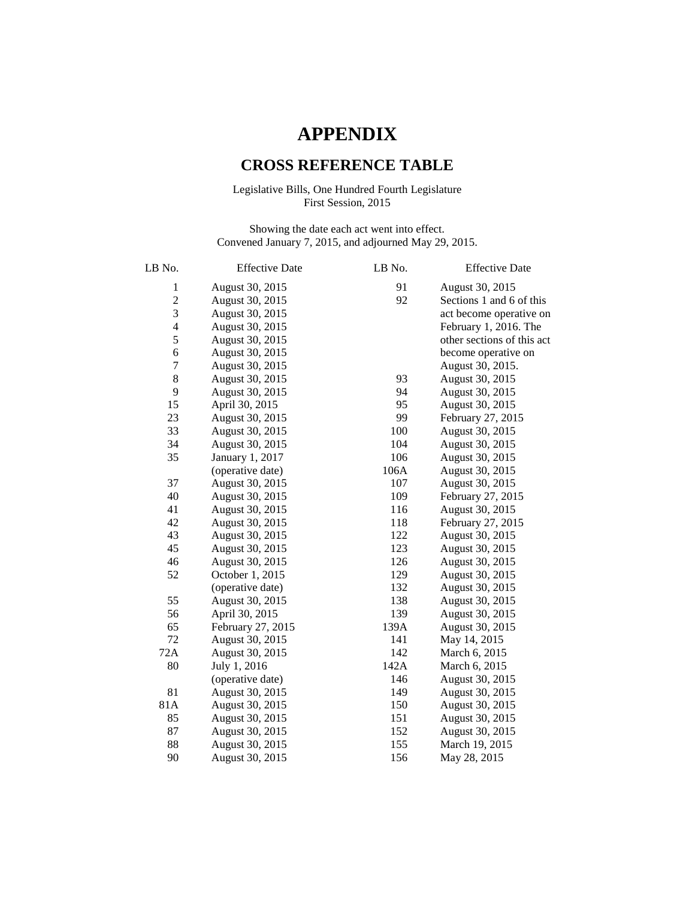# APPENDIX

## CROSS REFERENCE TABLE

Legislative Bills, One Hundred Fourth Legislature
First Session, 2015

Showing the date each act went into effect.
Convened January 7, 2015, and adjourned May 29, 2015.

| LB No. | Effective Date | LB No. | Effective Date |
|---|---|---|---|
| 1 | August 30, 2015 | 91 | August 30, 2015 |
| 2 | August 30, 2015 | 92 | Sections 1 and 6 of this act become operative on February 1, 2016. The other sections of this act become operative on August 30, 2015. |
| 3 | August 30, 2015 | 93 | August 30, 2015 |
| 4 | August 30, 2015 | 94 | August 30, 2015 |
| 5 | August 30, 2015 | 95 | August 30, 2015 |
| 6 | August 30, 2015 | 99 | February 27, 2015 |
| 7 | August 30, 2015 | 100 | August 30, 2015 |
| 8 | August 30, 2015 | 104 | August 30, 2015 |
| 9 | August 30, 2015 | 106 | August 30, 2015 |
| 15 | April 30, 2015 | 106A | August 30, 2015 |
| 23 | August 30, 2015 | 107 | August 30, 2015 |
| 33 | August 30, 2015 | 109 | February 27, 2015 |
| 34 | August 30, 2015 | 116 | August 30, 2015 |
| 35 | January 1, 2017 (operative date) | 118 | February 27, 2015 |
| 37 | August 30, 2015 | 122 | August 30, 2015 |
| 40 | August 30, 2015 | 123 | August 30, 2015 |
| 41 | August 30, 2015 | 126 | August 30, 2015 |
| 42 | August 30, 2015 | 129 | August 30, 2015 |
| 43 | August 30, 2015 | 132 | August 30, 2015 |
| 45 | August 30, 2015 | 138 | August 30, 2015 |
| 46 | August 30, 2015 | 139 | August 30, 2015 |
| 52 | October 1, 2015 (operative date) | 139A | August 30, 2015 |
| 55 | August 30, 2015 | 141 | May 14, 2015 |
| 56 | April 30, 2015 | 142 | March 6, 2015 |
| 65 | February 27, 2015 | 142A | March 6, 2015 |
| 72 | August 30, 2015 | 146 | August 30, 2015 |
| 72A | August 30, 2015 | 149 | August 30, 2015 |
| 80 | July 1, 2016 (operative date) | 150 | August 30, 2015 |
| 81 | August 30, 2015 | 151 | August 30, 2015 |
| 81A | August 30, 2015 | 152 | August 30, 2015 |
| 85 | August 30, 2015 | 155 | March 19, 2015 |
| 87 | August 30, 2015 | 156 | May 28, 2015 |
| 88 | August 30, 2015 | | |
| 90 | August 30, 2015 | | |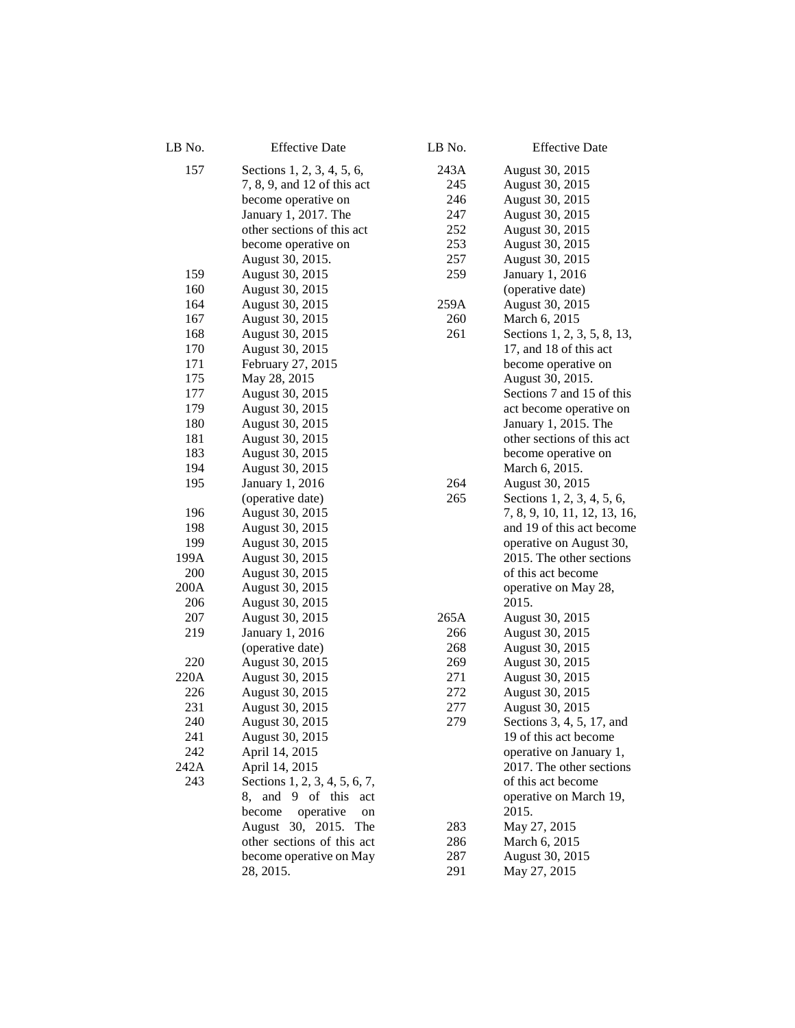| LB No. | Effective Date |
|---|---|
| 157 | Sections 1, 2, 3, 4, 5, 6, 7, 8, 9, and 12 of this act become operative on January 1, 2017. The other sections of this act become operative on August 30, 2015. |
| 159 | August 30, 2015 |
| 160 | August 30, 2015 |
| 164 | August 30, 2015 |
| 167 | August 30, 2015 |
| 168 | August 30, 2015 |
| 170 | August 30, 2015 |
| 171 | February 27, 2015 |
| 175 | May 28, 2015 |
| 177 | August 30, 2015 |
| 179 | August 30, 2015 |
| 180 | August 30, 2015 |
| 181 | August 30, 2015 |
| 183 | August 30, 2015 |
| 194 | August 30, 2015 |
| 195 | January 1, 2016 (operative date) |
| 196 | August 30, 2015 |
| 198 | August 30, 2015 |
| 199 | August 30, 2015 |
| 199A | August 30, 2015 |
| 200 | August 30, 2015 |
| 200A | August 30, 2015 |
| 206 | August 30, 2015 |
| 207 | August 30, 2015 |
| 219 | January 1, 2016 (operative date) |
| 220 | August 30, 2015 |
| 220A | August 30, 2015 |
| 226 | August 30, 2015 |
| 231 | August 30, 2015 |
| 240 | August 30, 2015 |
| 241 | August 30, 2015 |
| 242 | April 14, 2015 |
| 242A | April 14, 2015 |
| 243 | Sections 1, 2, 3, 4, 5, 6, 7, 8, and 9 of this act become operative on August 30, 2015. The other sections of this act become operative on May 28, 2015. |
| 243A | August 30, 2015 |
| 245 | August 30, 2015 |
| 246 | August 30, 2015 |
| 247 | August 30, 2015 |
| 252 | August 30, 2015 |
| 253 | August 30, 2015 |
| 257 | August 30, 2015 |
| 259 | January 1, 2016 (operative date) |
| 259A | August 30, 2015 |
| 260 | March 6, 2015 |
| 261 | Sections 1, 2, 3, 5, 8, 13, 17, and 18 of this act become operative on August 30, 2015. Sections 7 and 15 of this act become operative on January 1, 2015. The other sections of this act become operative on March 6, 2015. |
| 264 | August 30, 2015 |
| 265 | Sections 1, 2, 3, 4, 5, 6, 7, 8, 9, 10, 11, 12, 13, 16, and 19 of this act become operative on August 30, 2015. The other sections of this act become operative on May 28, 2015. |
| 265A | August 30, 2015 |
| 266 | August 30, 2015 |
| 268 | August 30, 2015 |
| 269 | August 30, 2015 |
| 271 | August 30, 2015 |
| 272 | August 30, 2015 |
| 277 | August 30, 2015 |
| 279 | Sections 3, 4, 5, 17, and 19 of this act become operative on January 1, 2017. The other sections of this act become operative on March 19, 2015. |
| 283 | May 27, 2015 |
| 286 | March 6, 2015 |
| 287 | August 30, 2015 |
| 291 | May 27, 2015 |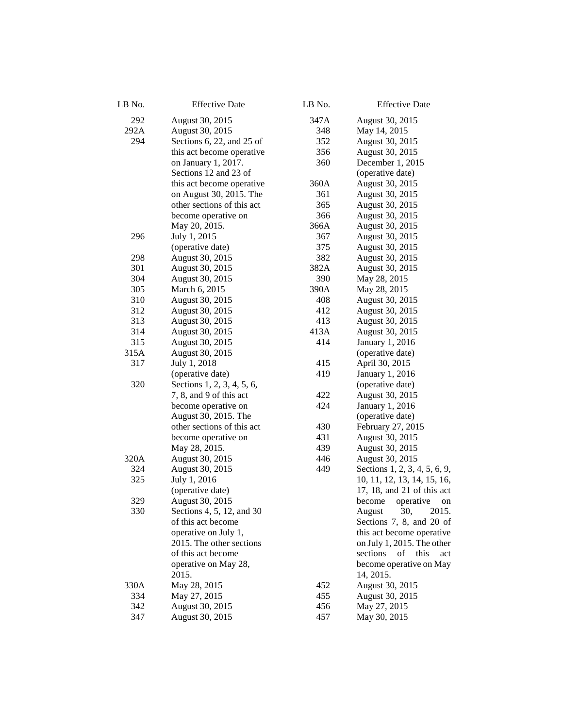| LB No. | Effective Date |
|---|---|
| 292 | August 30, 2015 |
| 292A | August 30, 2015 |
| 294 | Sections 6, 22, and 25 of this act become operative on January 1, 2017. Sections 12 and 23 of this act become operative on August 30, 2015. The other sections of this act become operative on May 20, 2015. |
| 296 | July 1, 2015 (operative date) |
| 298 | August 30, 2015 |
| 301 | August 30, 2015 |
| 304 | August 30, 2015 |
| 305 | March 6, 2015 |
| 310 | August 30, 2015 |
| 312 | August 30, 2015 |
| 313 | August 30, 2015 |
| 314 | August 30, 2015 |
| 315 | August 30, 2015 |
| 315A | August 30, 2015 |
| 317 | July 1, 2018 (operative date) |
| 320 | Sections 1, 2, 3, 4, 5, 6, 7, 8, and 9 of this act become operative on August 30, 2015. The other sections of this act become operative on May 28, 2015. |
| 320A | August 30, 2015 |
| 324 | August 30, 2015 |
| 325 | July 1, 2016 (operative date) |
| 329 | August 30, 2015 |
| 330 | Sections 4, 5, 12, and 30 of this act become operative on July 1, 2015. The other sections of this act become operative on May 28, 2015. |
| 330A | May 28, 2015 |
| 334 | May 27, 2015 |
| 342 | August 30, 2015 |
| 347 | August 30, 2015 |
| 347A | August 30, 2015 |
| 348 | May 14, 2015 |
| 352 | August 30, 2015 |
| 356 | August 30, 2015 |
| 360 | December 1, 2015 (operative date) |
| 360A | August 30, 2015 |
| 361 | August 30, 2015 |
| 365 | August 30, 2015 |
| 366 | August 30, 2015 |
| 366A | August 30, 2015 |
| 367 | August 30, 2015 |
| 375 | August 30, 2015 |
| 382 | August 30, 2015 |
| 382A | August 30, 2015 |
| 390 | May 28, 2015 |
| 390A | May 28, 2015 |
| 408 | August 30, 2015 |
| 412 | August 30, 2015 |
| 413 | August 30, 2015 |
| 413A | August 30, 2015 |
| 414 | January 1, 2016 (operative date) |
| 415 | April 30, 2015 |
| 419 | January 1, 2016 (operative date) |
| 422 | August 30, 2015 |
| 424 | January 1, 2016 (operative date) |
| 430 | February 27, 2015 |
| 431 | August 30, 2015 |
| 439 | August 30, 2015 |
| 446 | August 30, 2015 |
| 449 | Sections 1, 2, 3, 4, 5, 6, 9, 10, 11, 12, 13, 14, 15, 16, 17, 18, and 21 of this act become operative on August 30, 2015. Sections 7, 8, and 20 of this act become operative on July 1, 2015. The other sections of this act become operative on May 14, 2015. |
| 452 | August 30, 2015 |
| 455 | August 30, 2015 |
| 456 | May 27, 2015 |
| 457 | May 30, 2015 |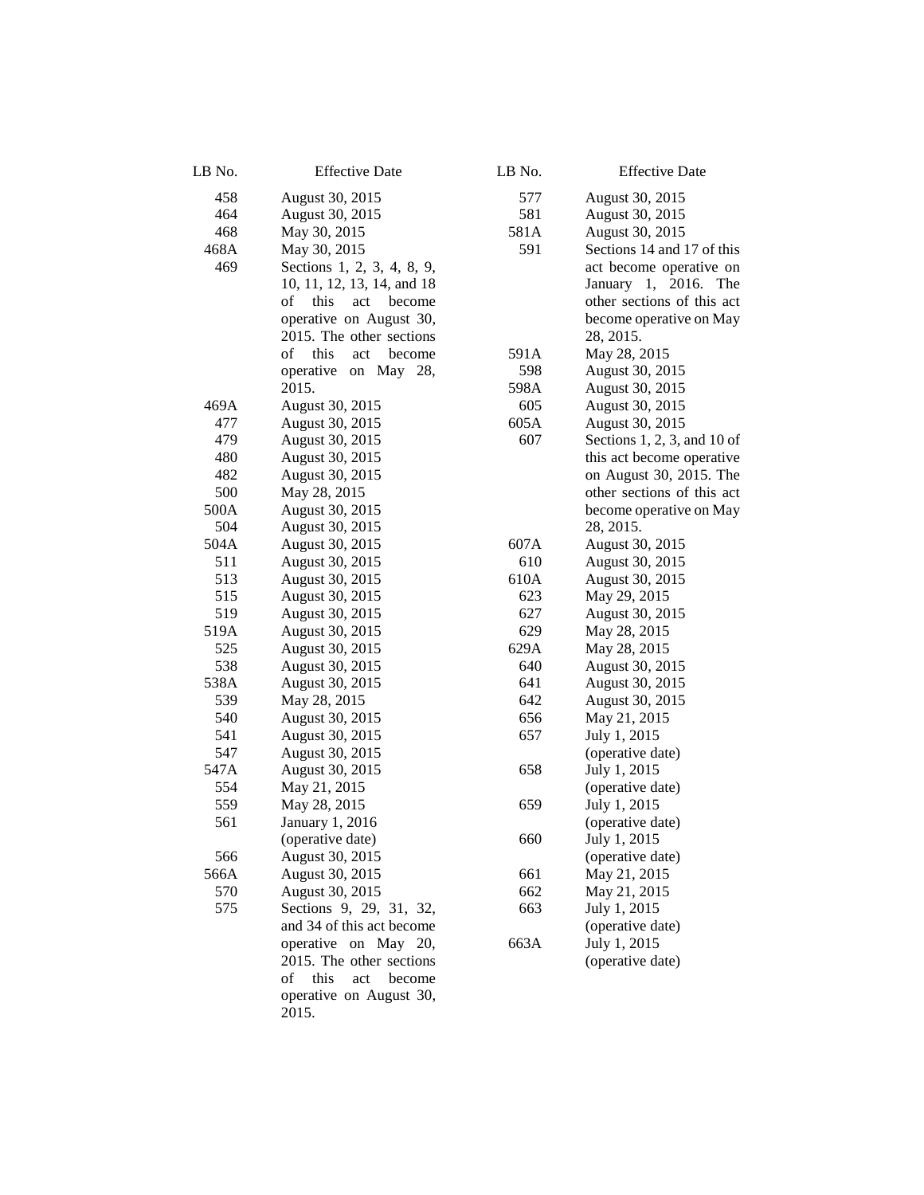| LB No. | Effective Date |
|---|---|
| 458 | August 30, 2015 |
| 464 | August 30, 2015 |
| 468 | May 30, 2015 |
| 468A | May 30, 2015 |
| 469 | Sections 1, 2, 3, 4, 8, 9, 10, 11, 12, 13, 14, and 18 of this act become operative on August 30, 2015. The other sections of this act become operative on May 28, 2015. |
| 469A | August 30, 2015 |
| 477 | August 30, 2015 |
| 479 | August 30, 2015 |
| 480 | August 30, 2015 |
| 482 | August 30, 2015 |
| 500 | May 28, 2015 |
| 500A | August 30, 2015 |
| 504 | August 30, 2015 |
| 504A | August 30, 2015 |
| 511 | August 30, 2015 |
| 513 | August 30, 2015 |
| 515 | August 30, 2015 |
| 519 | August 30, 2015 |
| 519A | August 30, 2015 |
| 525 | August 30, 2015 |
| 538 | August 30, 2015 |
| 538A | August 30, 2015 |
| 539 | May 28, 2015 |
| 540 | August 30, 2015 |
| 541 | August 30, 2015 |
| 547 | August 30, 2015 |
| 547A | August 30, 2015 |
| 554 | May 21, 2015 |
| 559 | May 28, 2015 |
| 561 | January 1, 2016 (operative date) |
| 566 | August 30, 2015 |
| 566A | August 30, 2015 |
| 570 | August 30, 2015 |
| 575 | Sections 9, 29, 31, 32, and 34 of this act become operative on May 20, 2015. The other sections of this act become operative on August 30, 2015. |
| 577 | August 30, 2015 |
| 581 | August 30, 2015 |
| 581A | August 30, 2015 |
| 591 | Sections 14 and 17 of this act become operative on January 1, 2016. The other sections of this act become operative on May 28, 2015. |
| 591A | May 28, 2015 |
| 598 | August 30, 2015 |
| 598A | August 30, 2015 |
| 605 | August 30, 2015 |
| 605A | August 30, 2015 |
| 607 | Sections 1, 2, 3, and 10 of this act become operative on August 30, 2015. The other sections of this act become operative on May 28, 2015. |
| 607A | August 30, 2015 |
| 610 | August 30, 2015 |
| 610A | August 30, 2015 |
| 623 | May 29, 2015 |
| 627 | August 30, 2015 |
| 629 | May 28, 2015 |
| 629A | May 28, 2015 |
| 640 | August 30, 2015 |
| 641 | August 30, 2015 |
| 642 | August 30, 2015 |
| 656 | May 21, 2015 |
| 657 | July 1, 2015 (operative date) |
| 658 | July 1, 2015 (operative date) |
| 659 | July 1, 2015 (operative date) |
| 660 | July 1, 2015 (operative date) |
| 661 | May 21, 2015 |
| 662 | May 21, 2015 |
| 663 | July 1, 2015 (operative date) |
| 663A | July 1, 2015 (operative date) |